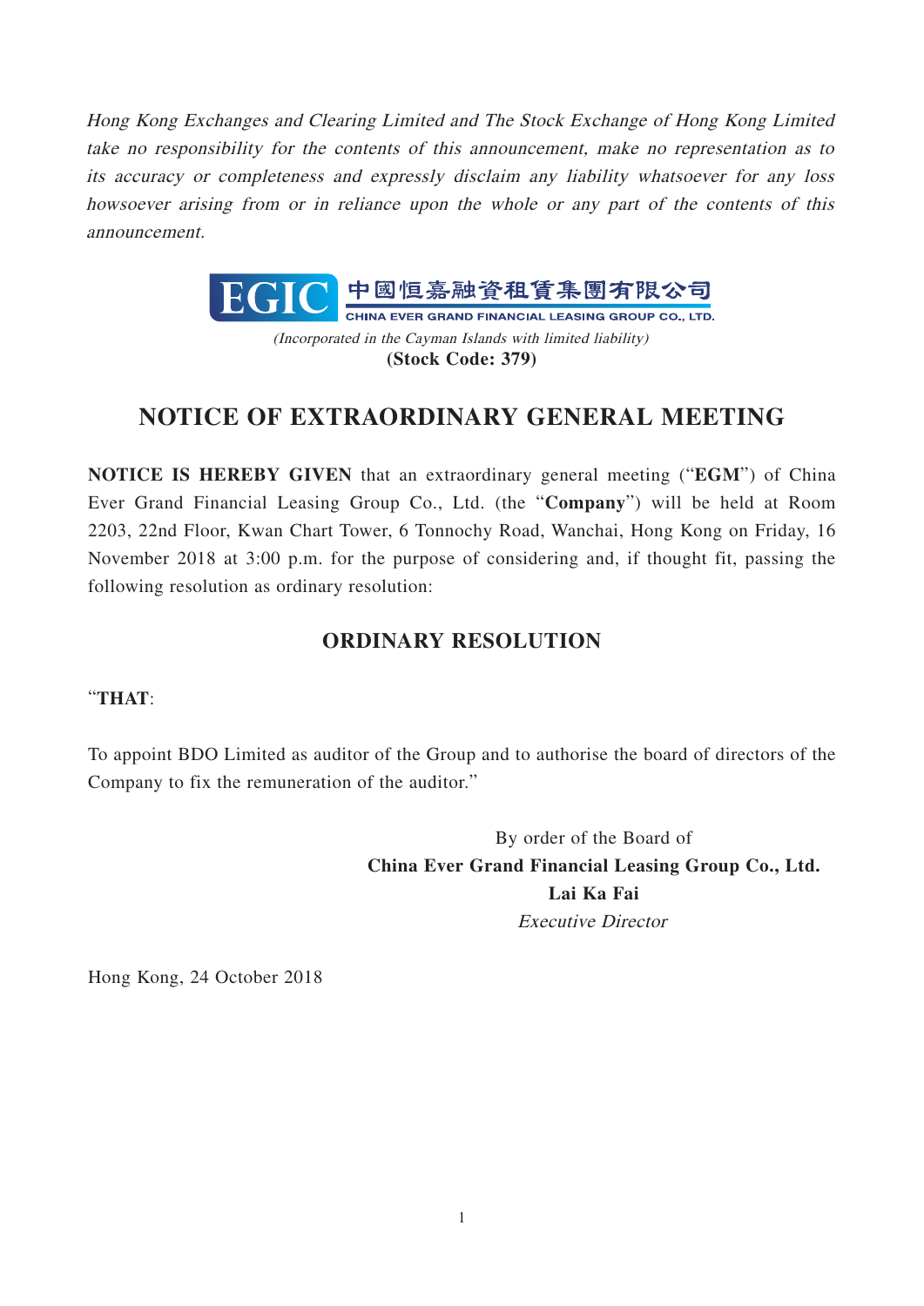*Hong Kong Exchanges and Clearing Limited and The Stock Exchange of Hong Kong Limited take no responsibility for the contents of this announcement, make no representation as to its accuracy or completeness and expressly disclaim any liability whatsoever for any loss howsoever arising from or in reliance upon the whole or any part of the contents of this announcement.*

EGIC 中國恒嘉融資租賃集團有限公司
CHINA EVER GRAND FINANCIAL LEASING GROUP CO., LTD.

*(Incorporated in the Cayman Islands with limited liability)*
**(Stock Code: 379)**

# NOTICE OF EXTRAORDINARY GENERAL MEETING

**NOTICE IS HEREBY GIVEN** that an extraordinary general meeting ("**EGM**") of China Ever Grand Financial Leasing Group Co., Ltd. (the "**Company**") will be held at Room 2203, 22nd Floor, Kwan Chart Tower, 6 Tonnochy Road, Wanchai, Hong Kong on Friday, 16 November 2018 at 3:00 p.m. for the purpose of considering and, if thought fit, passing the following resolution as ordinary resolution:

## ORDINARY RESOLUTION

"**THAT**:

To appoint BDO Limited as auditor of the Group and to authorise the board of directors of the Company to fix the remuneration of the auditor."

By order of the Board of
**China Ever Grand Financial Leasing Group Co., Ltd.**
**Lai Ka Fai**
*Executive Director*

Hong Kong, 24 October 2018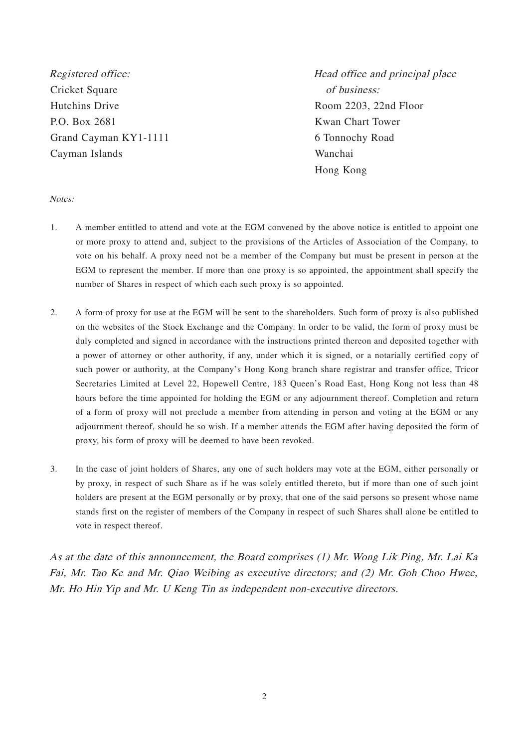*Registered office:*
Cricket Square
Hutchins Drive
P.O. Box 2681
Grand Cayman KY1-1111
Cayman Islands

*Head office and principal place of business:*
Room 2203, 22nd Floor
Kwan Chart Tower
6 Tonnochy Road
Wanchai
Hong Kong

*Notes:*

1. A member entitled to attend and vote at the EGM convened by the above notice is entitled to appoint one or more proxy to attend and, subject to the provisions of the Articles of Association of the Company, to vote on his behalf. A proxy need not be a member of the Company but must be present in person at the EGM to represent the member. If more than one proxy is so appointed, the appointment shall specify the number of Shares in respect of which each such proxy is so appointed.

2. A form of proxy for use at the EGM will be sent to the shareholders. Such form of proxy is also published on the websites of the Stock Exchange and the Company. In order to be valid, the form of proxy must be duly completed and signed in accordance with the instructions printed thereon and deposited together with a power of attorney or other authority, if any, under which it is signed, or a notarially certified copy of such power or authority, at the Company's Hong Kong branch share registrar and transfer office, Tricor Secretaries Limited at Level 22, Hopewell Centre, 183 Queen's Road East, Hong Kong not less than 48 hours before the time appointed for holding the EGM or any adjournment thereof. Completion and return of a form of proxy will not preclude a member from attending in person and voting at the EGM or any adjournment thereof, should he so wish. If a member attends the EGM after having deposited the form of proxy, his form of proxy will be deemed to have been revoked.

3. In the case of joint holders of Shares, any one of such holders may vote at the EGM, either personally or by proxy, in respect of such Share as if he was solely entitled thereto, but if more than one of such joint holders are present at the EGM personally or by proxy, that one of the said persons so present whose name stands first on the register of members of the Company in respect of such Shares shall alone be entitled to vote in respect thereof.

*As at the date of this announcement, the Board comprises (1) Mr. Wong Lik Ping, Mr. Lai Ka Fai, Mr. Tao Ke and Mr. Qiao Weibing as executive directors; and (2) Mr. Goh Choo Hwee, Mr. Ho Hin Yip and Mr. U Keng Tin as independent non-executive directors.*